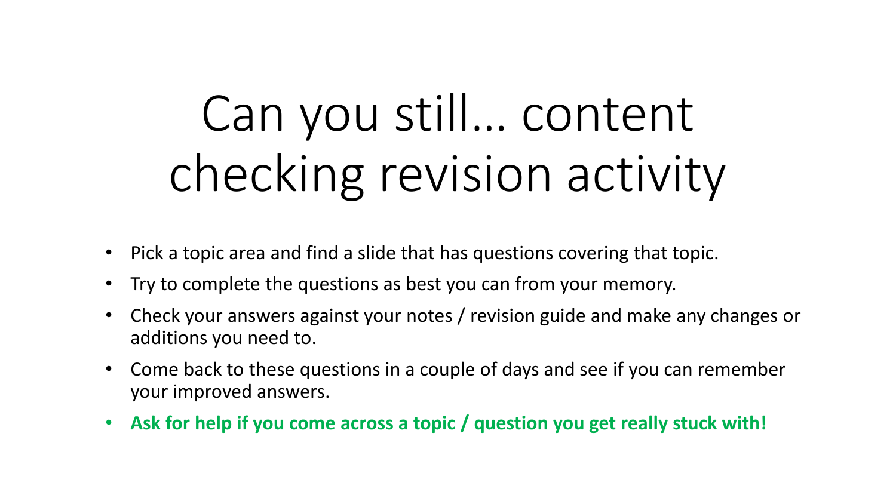# Can you still… content checking revision activity

- Pick a topic area and find a slide that has questions covering that topic.
- Try to complete the questions as best you can from your memory.
- Check your answers against your notes / revision guide and make any changes or additions you need to.
- Come back to these questions in a couple of days and see if you can remember your improved answers.
- **Ask for help if you come across a topic / question you get really stuck with!**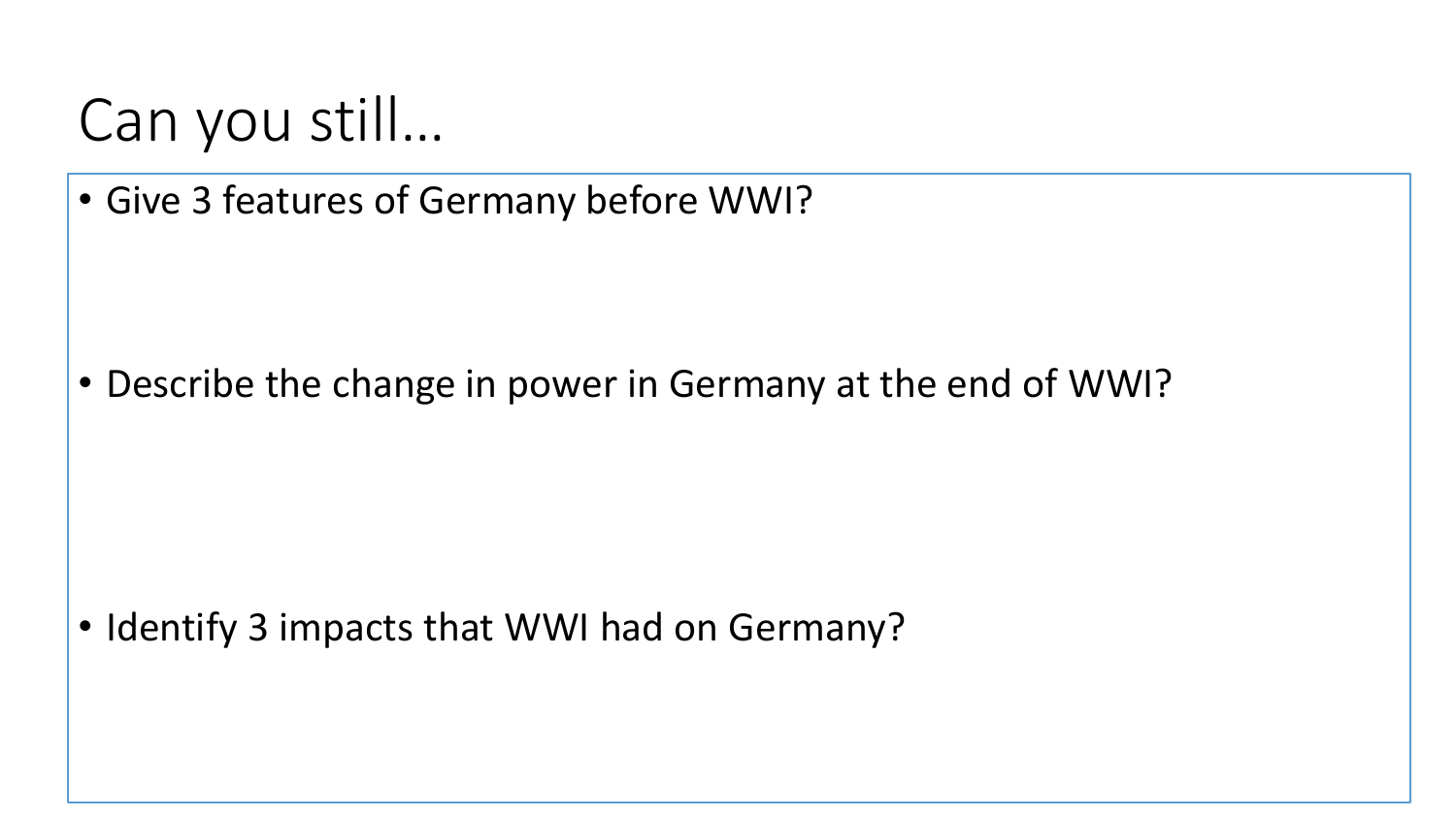# Can you still…

- Give 3 features of Germany before WWI?

- Describe the change in power in Germany at the end of WWI?

- Identify 3 impacts that WWI had on Germany?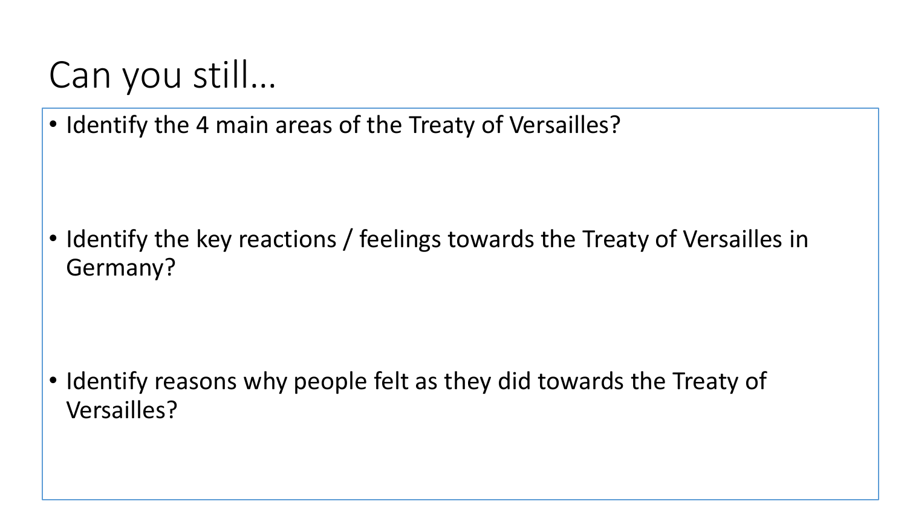# Can you still…

- Identify the 4 main areas of the Treaty of Versailles?

- Identify the key reactions / feelings towards the Treaty of Versailles in Germany?

- Identify reasons why people felt as they did towards the Treaty of Versailles?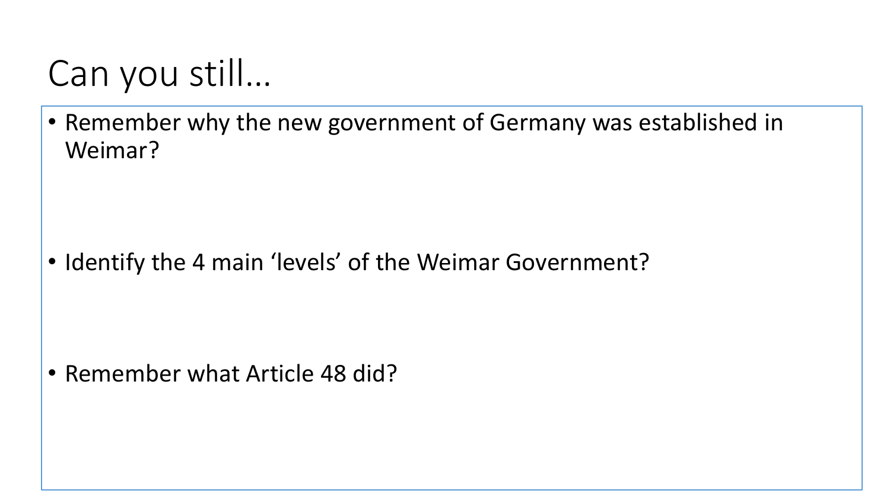# Can you still…

- Remember why the new government of Germany was established in Weimar?

- Identify the 4 main 'levels' of the Weimar Government?

- Remember what Article 48 did?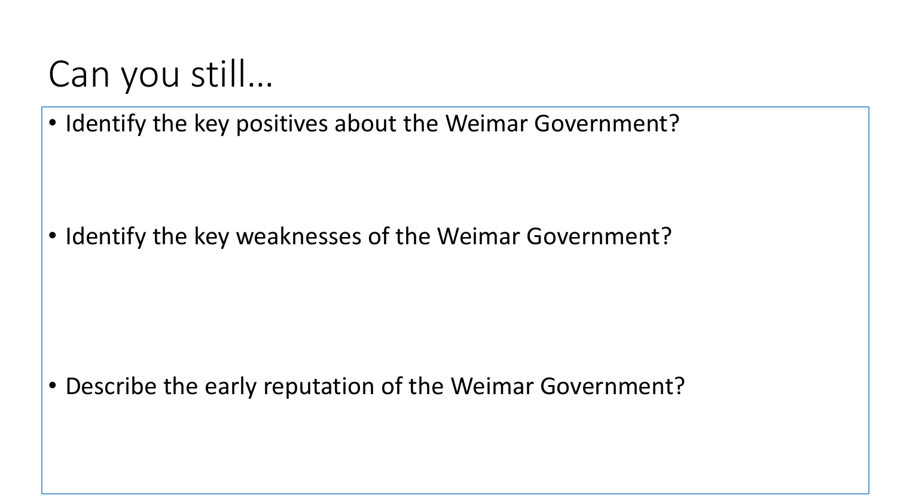# Can you still…

- Identify the key positives about the Weimar Government?
- Identify the key weaknesses of the Weimar Government?
- Describe the early reputation of the Weimar Government?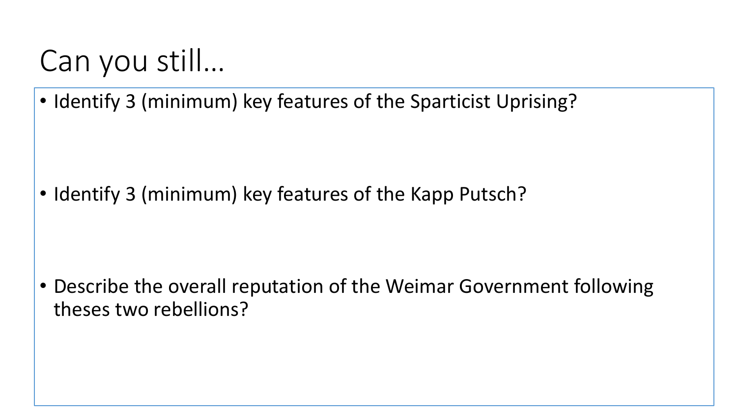# Can you still…

- Identify 3 (minimum) key features of the Sparticist Uprising?
- Identify 3 (minimum) key features of the Kapp Putsch?
- Describe the overall reputation of the Weimar Government following theses two rebellions?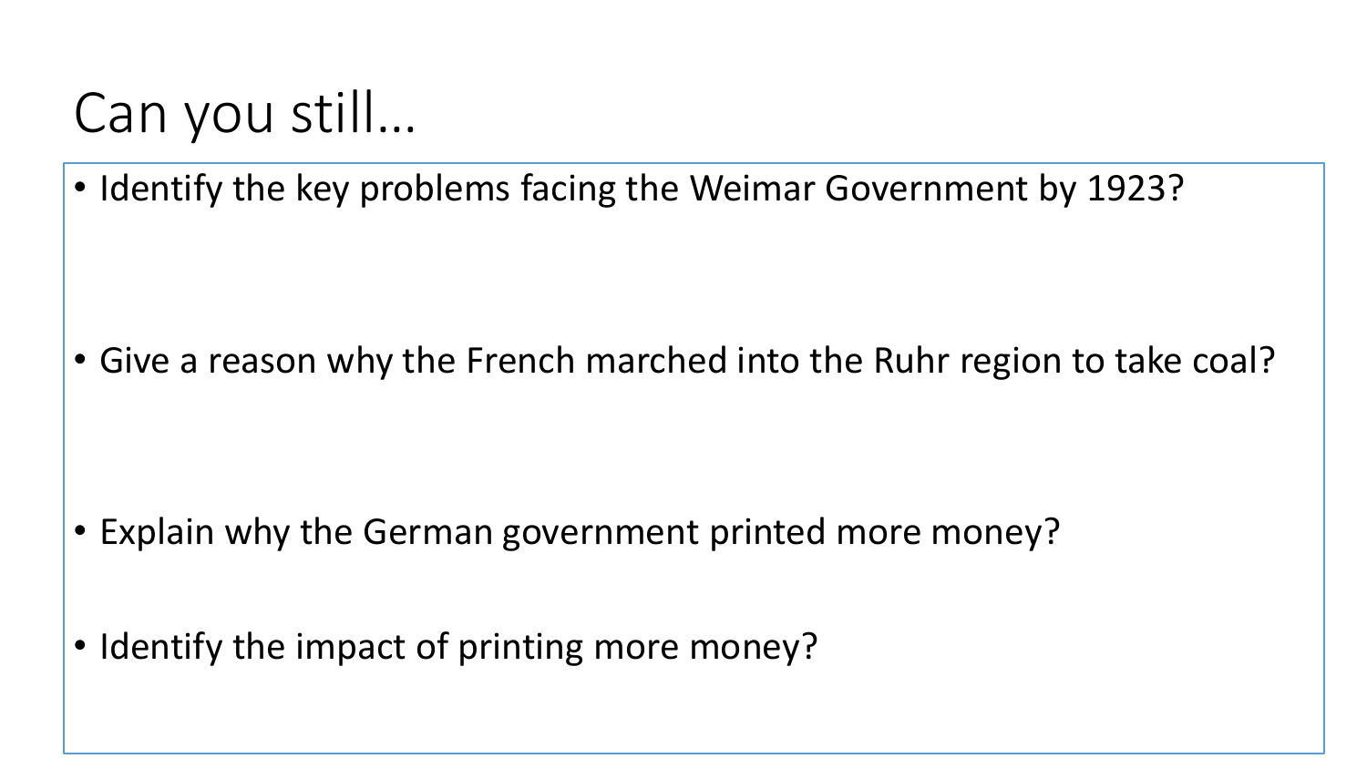# Can you still…

- Identify the key problems facing the Weimar Government by 1923?
- Give a reason why the French marched into the Ruhr region to take coal?
- Explain why the German government printed more money?
- Identify the impact of printing more money?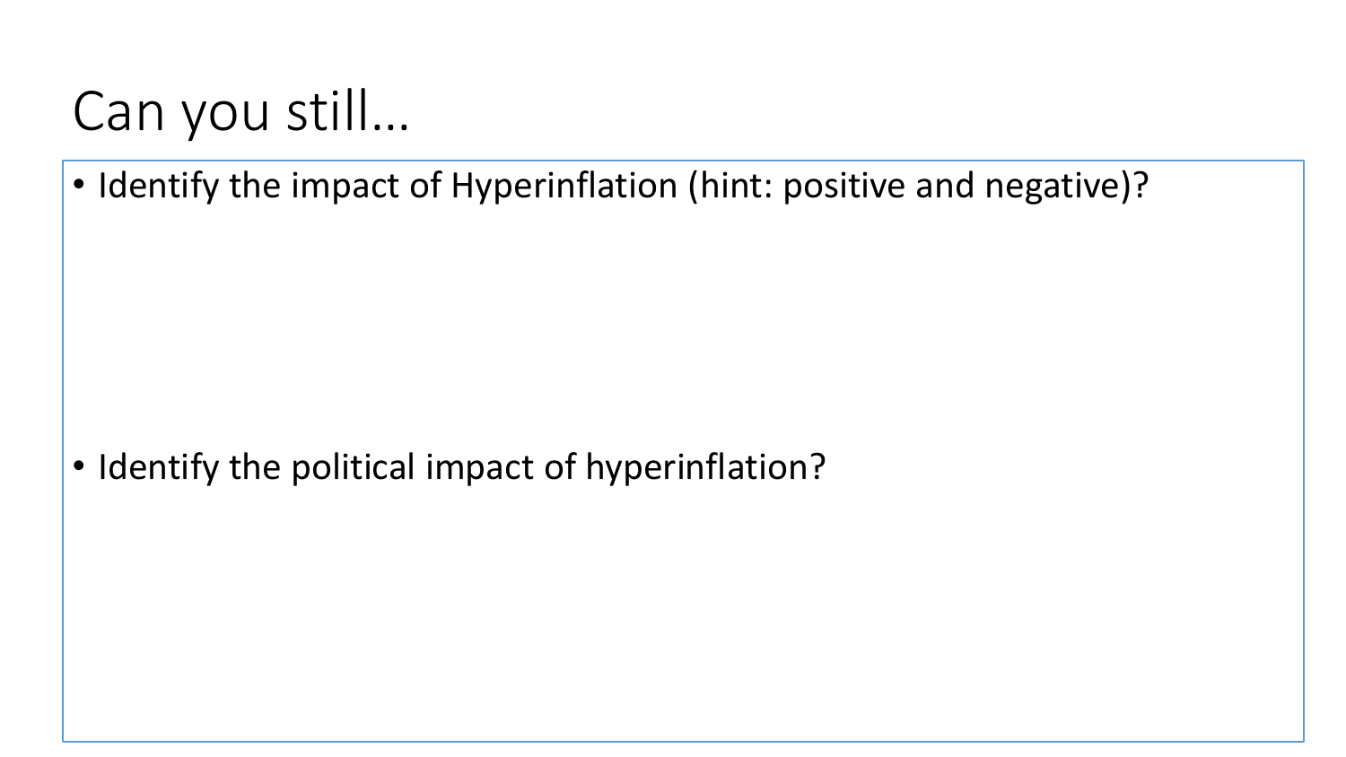# Can you still…

- Identify the impact of Hyperinflation (hint: positive and negative)?

- Identify the political impact of hyperinflation?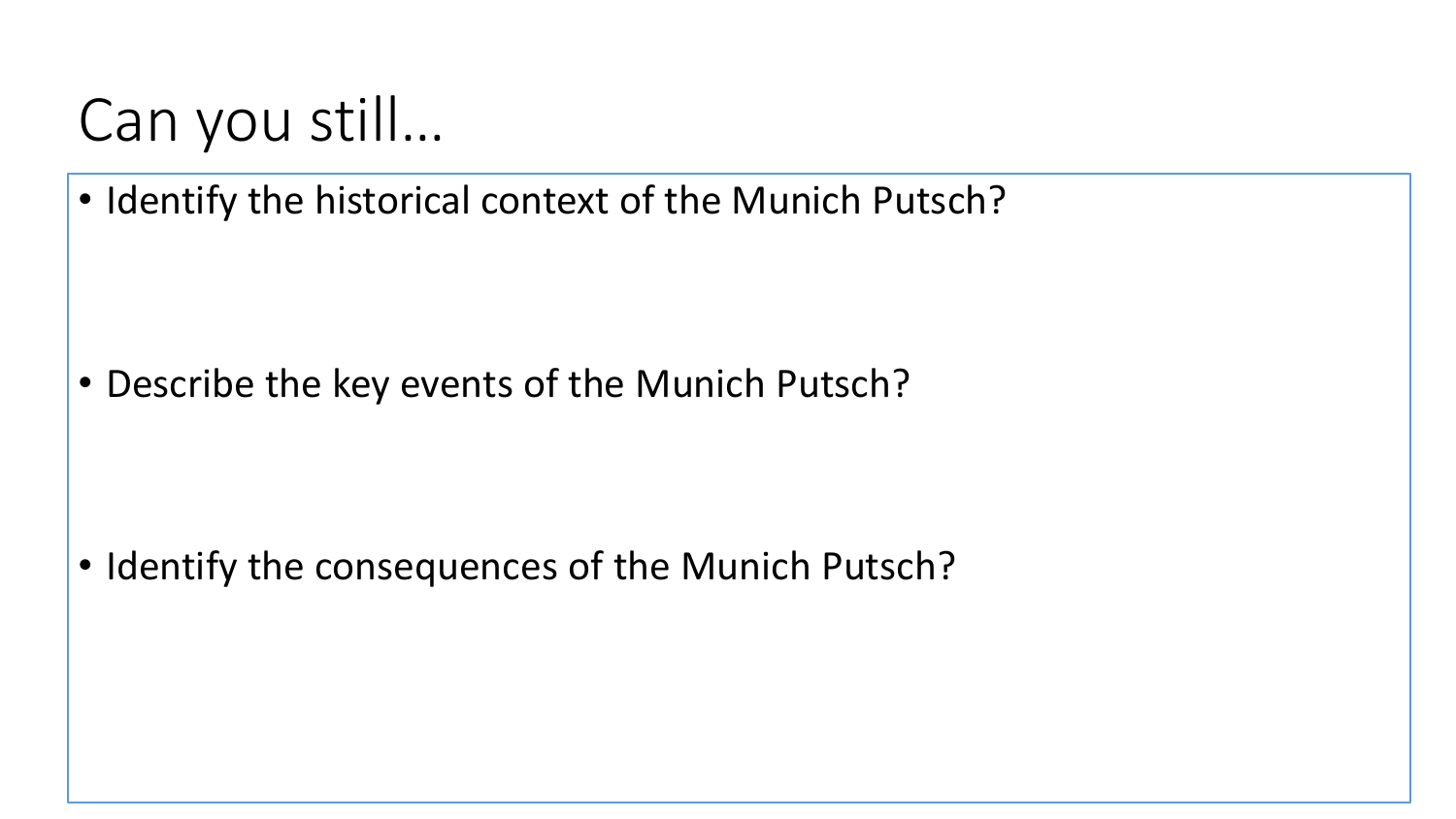# Can you still…

- Identify the historical context of the Munich Putsch?
- Describe the key events of the Munich Putsch?
- Identify the consequences of the Munich Putsch?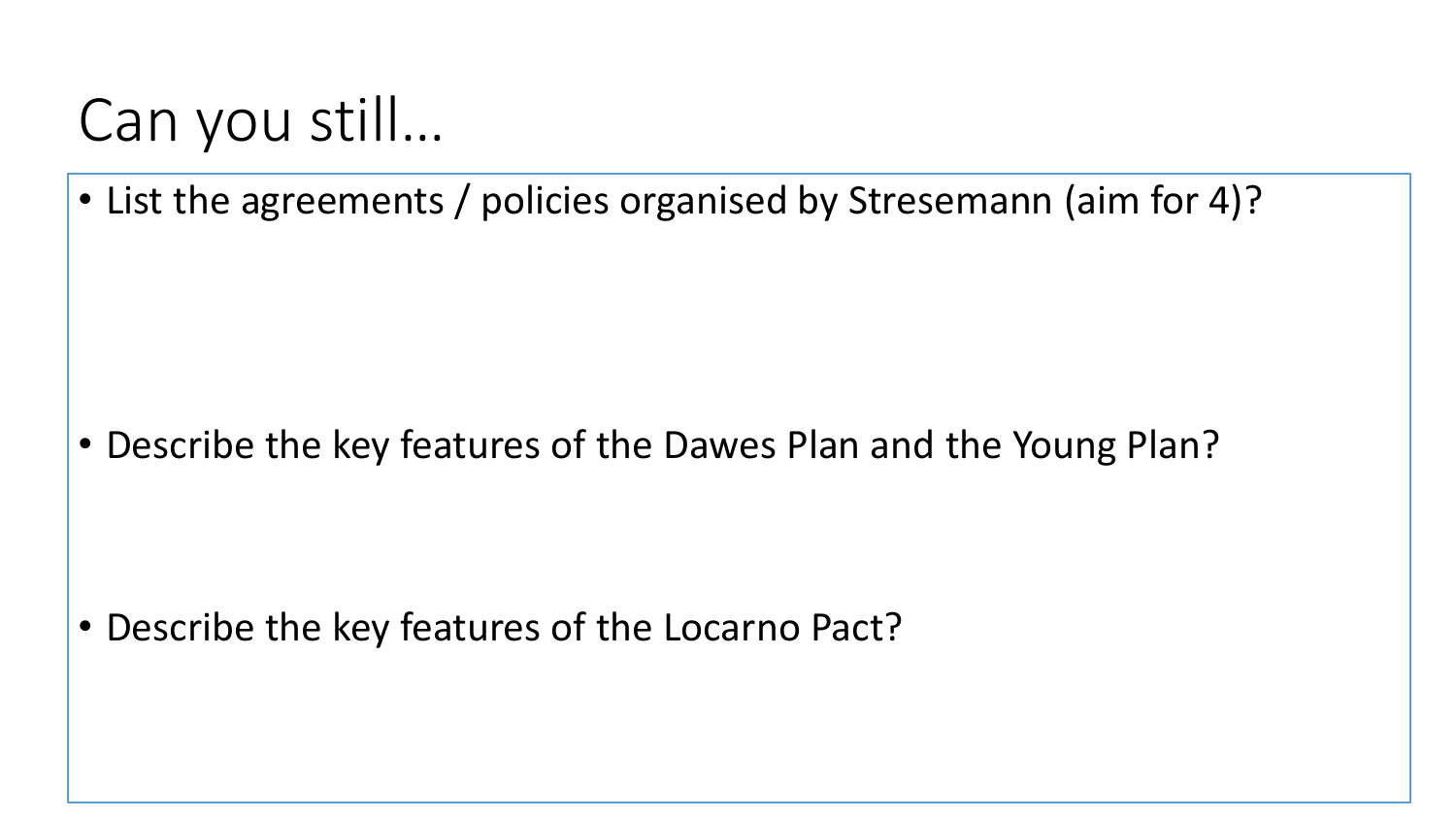# Can you still…

- List the agreements / policies organised by Stresemann (aim for 4)?
- Describe the key features of the Dawes Plan and the Young Plan?
- Describe the key features of the Locarno Pact?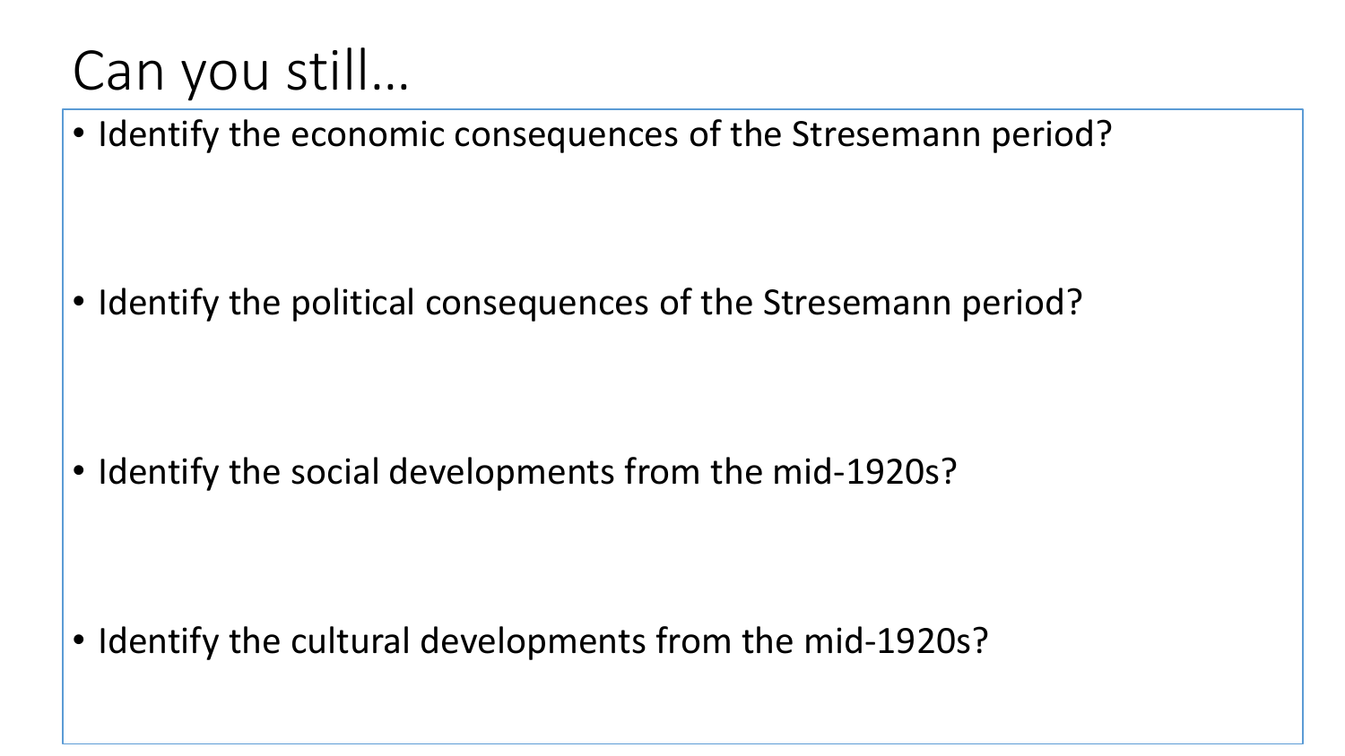# Can you still…

- Identify the economic consequences of the Stresemann period?
- Identify the political consequences of the Stresemann period?
- Identify the social developments from the mid-1920s?
- Identify the cultural developments from the mid-1920s?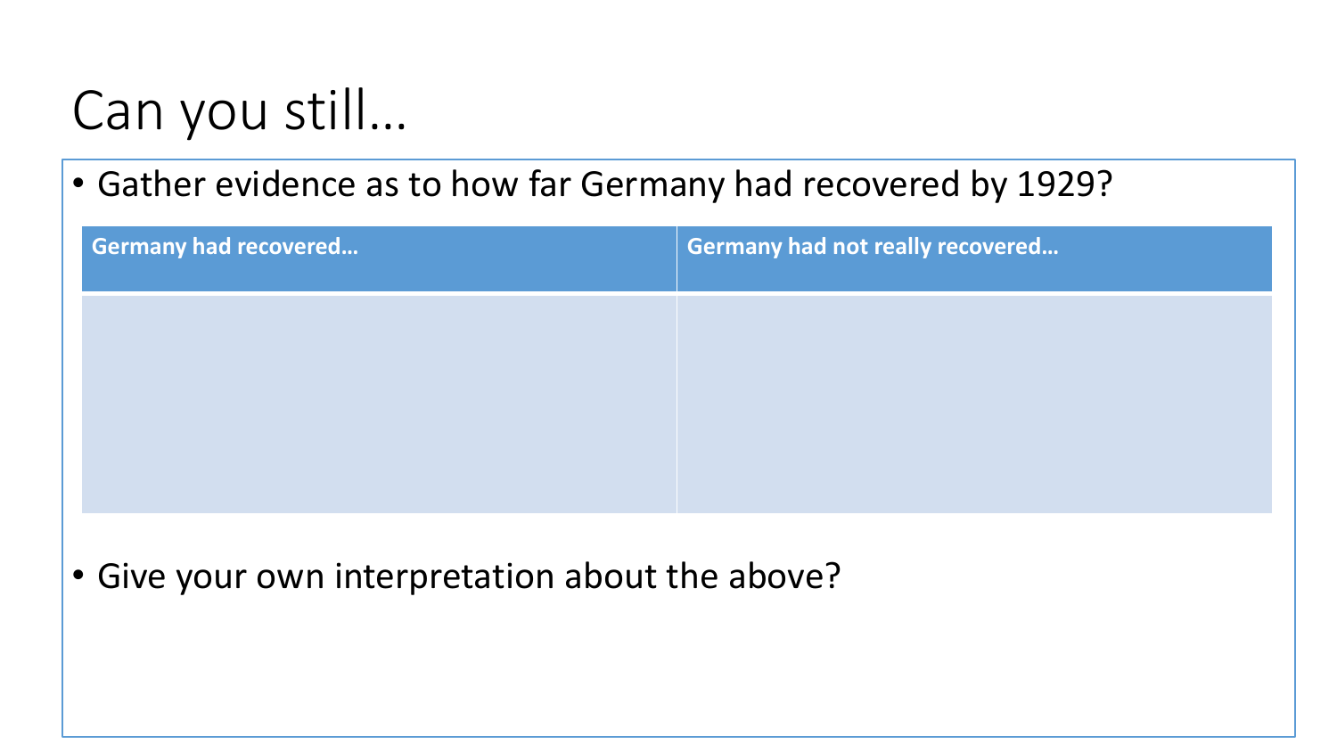# Can you still…

- Gather evidence as to how far Germany had recovered by 1929?

| Germany had recovered… | Germany had not really recovered… |
| --- | --- |
| | |

- Give your own interpretation about the above?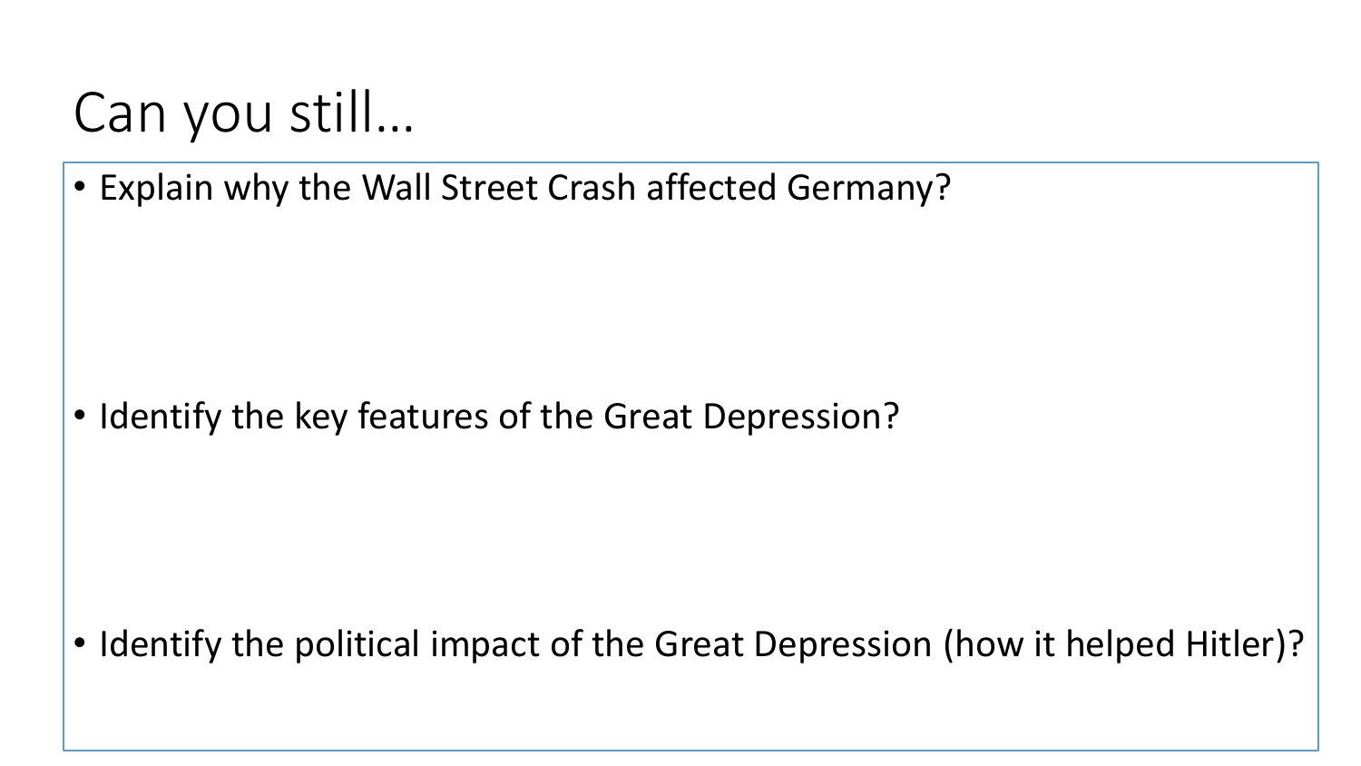# Can you still…

- Explain why the Wall Street Crash affected Germany?

- Identify the key features of the Great Depression?

- Identify the political impact of the Great Depression (how it helped Hitler)?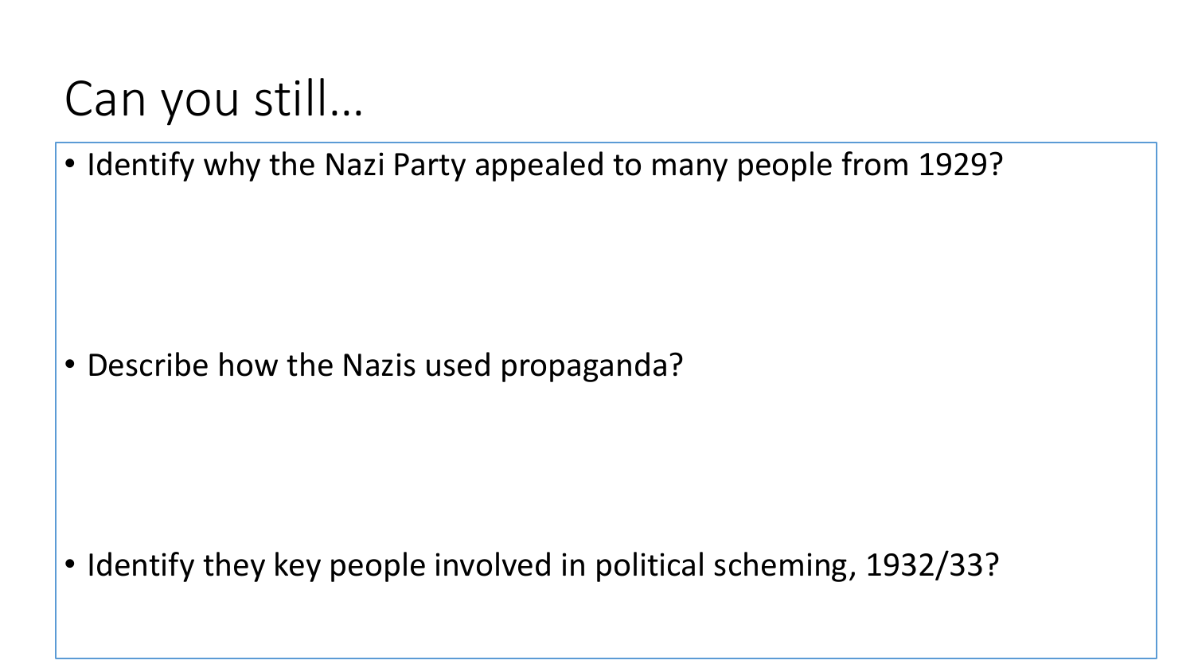# Can you still…

- Identify why the Nazi Party appealed to many people from 1929?

- Describe how the Nazis used propaganda?

- Identify they key people involved in political scheming, 1932/33?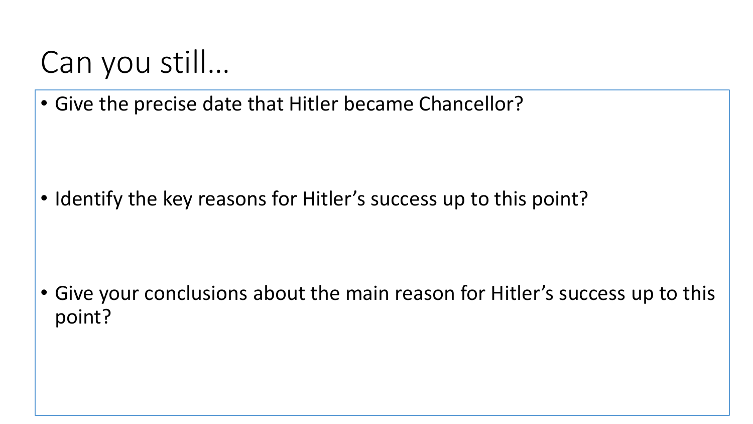# Can you still…

- Give the precise date that Hitler became Chancellor?
- Identify the key reasons for Hitler's success up to this point?
- Give your conclusions about the main reason for Hitler's success up to this point?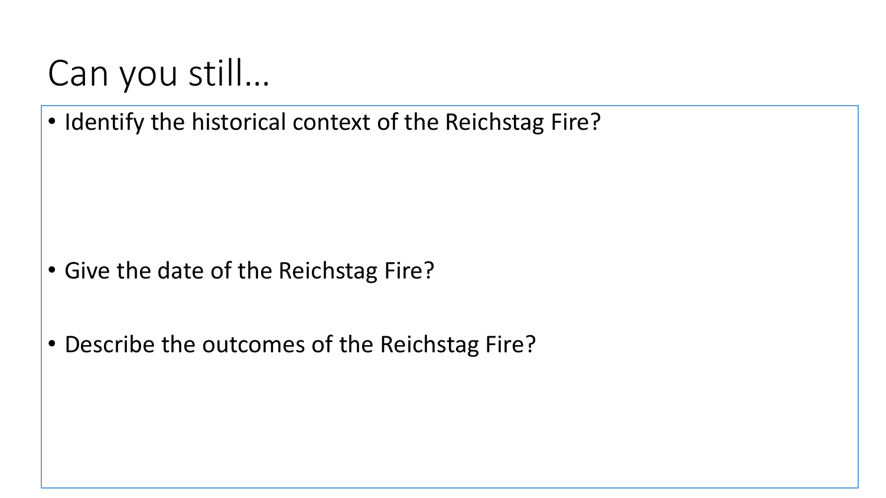# Can you still…

- Identify the historical context of the Reichstag Fire?

- Give the date of the Reichstag Fire?

- Describe the outcomes of the Reichstag Fire?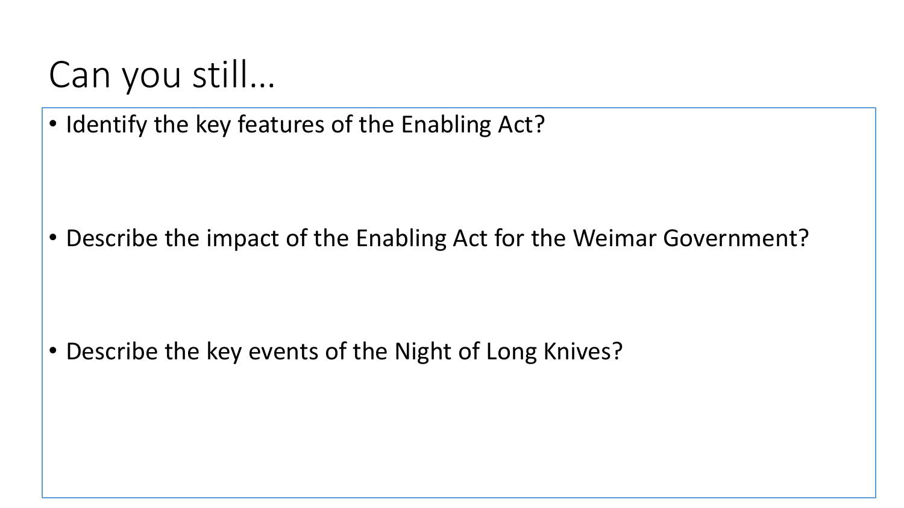# Can you still…

- Identify the key features of the Enabling Act?
- Describe the impact of the Enabling Act for the Weimar Government?
- Describe the key events of the Night of Long Knives?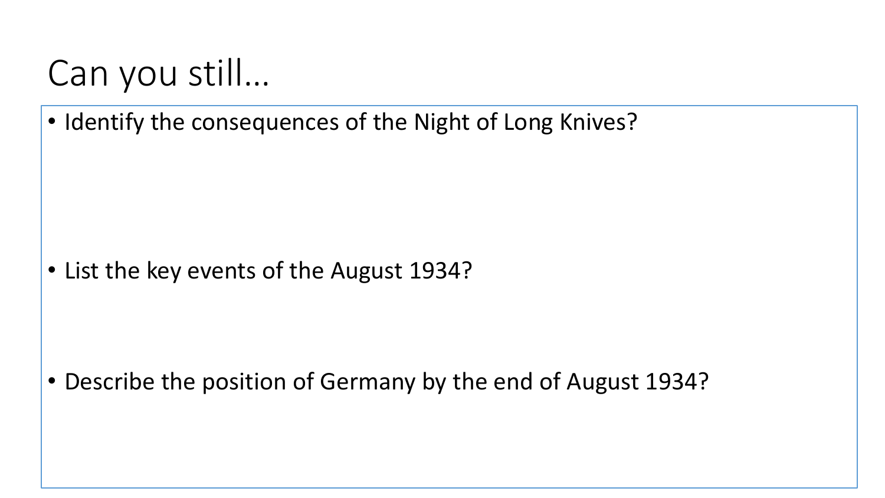# Can you still…

- Identify the consequences of the Night of Long Knives?

- List the key events of the August 1934?

- Describe the position of Germany by the end of August 1934?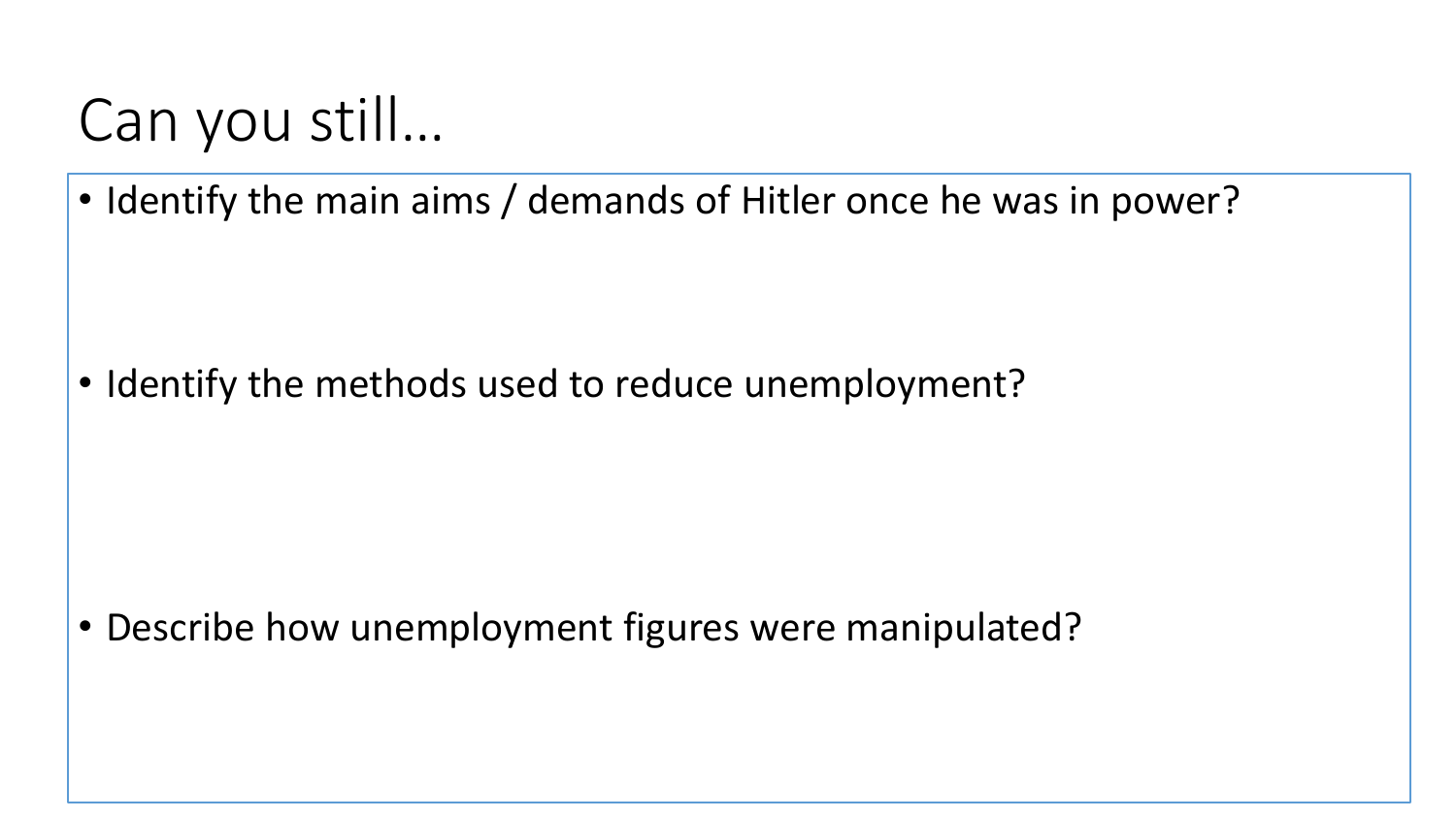# Can you still…

- Identify the main aims / demands of Hitler once he was in power?
- Identify the methods used to reduce unemployment?
- Describe how unemployment figures were manipulated?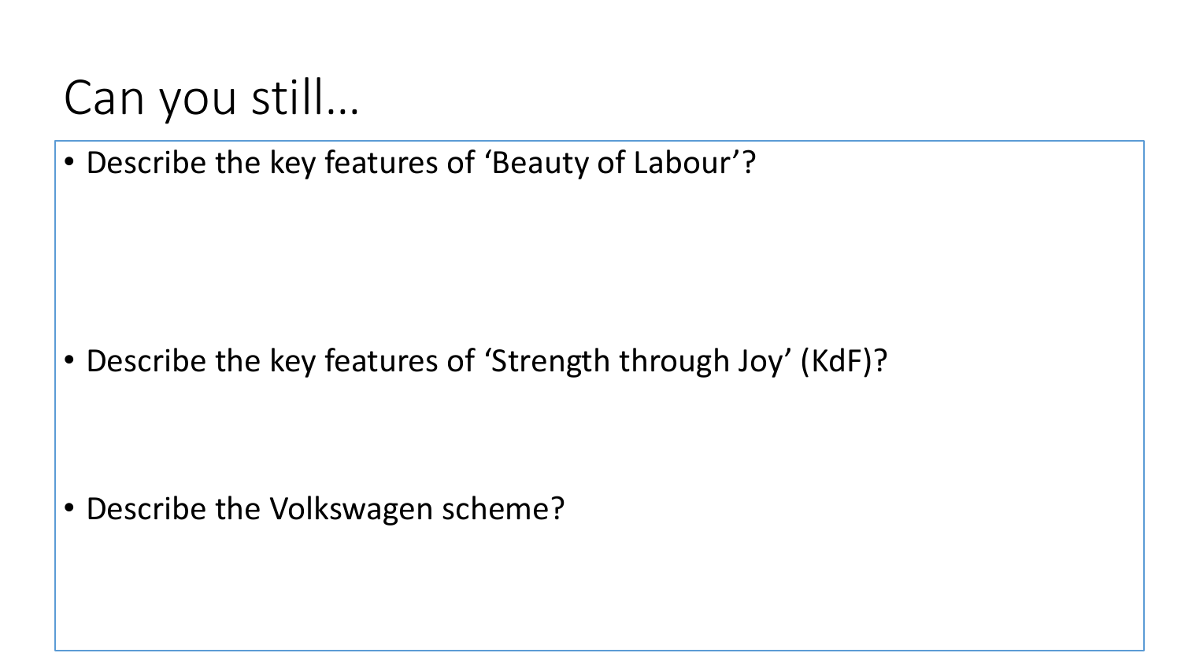# Can you still…

- Describe the key features of 'Beauty of Labour'?
- Describe the key features of 'Strength through Joy' (KdF)?
- Describe the Volkswagen scheme?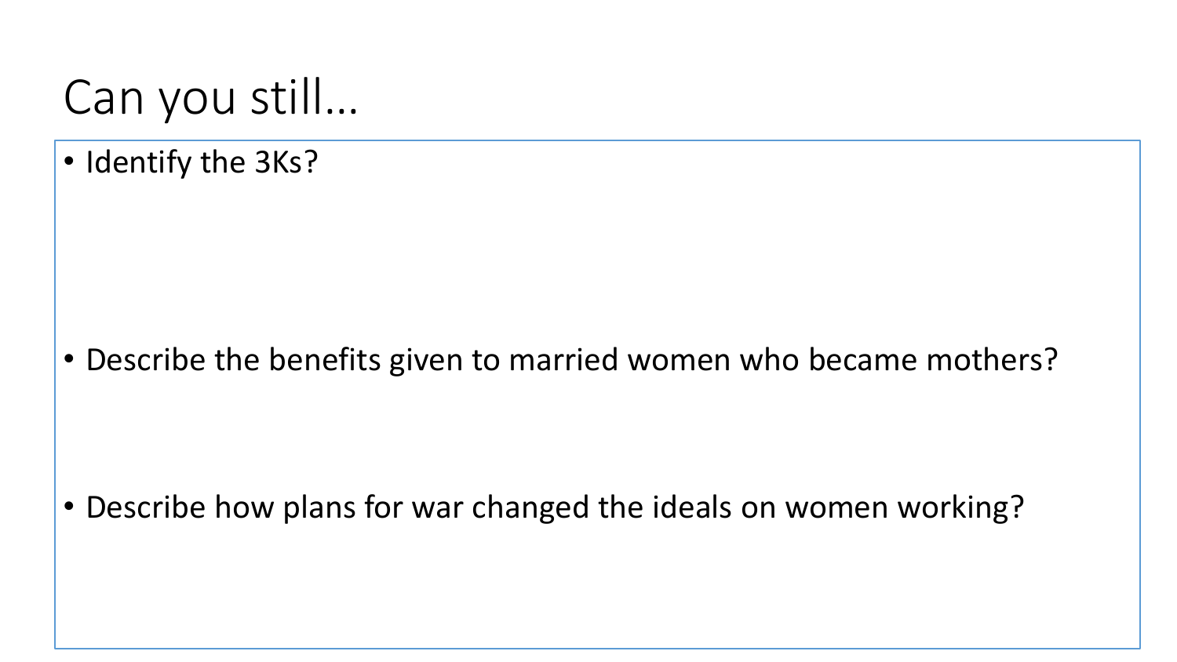# Can you still…

- Identify the 3Ks?

- Describe the benefits given to married women who became mothers?

- Describe how plans for war changed the ideals on women working?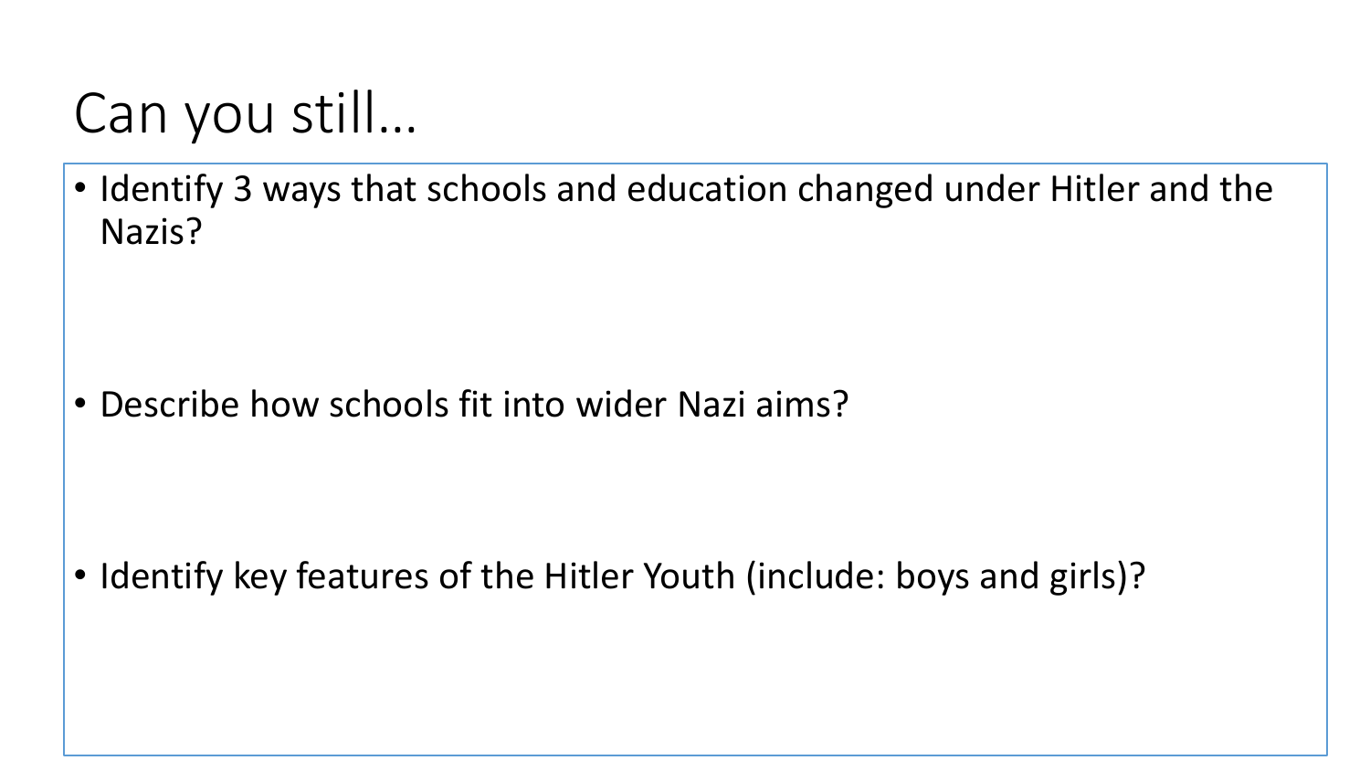# Can you still…

- Identify 3 ways that schools and education changed under Hitler and the Nazis?

- Describe how schools fit into wider Nazi aims?

- Identify key features of the Hitler Youth (include: boys and girls)?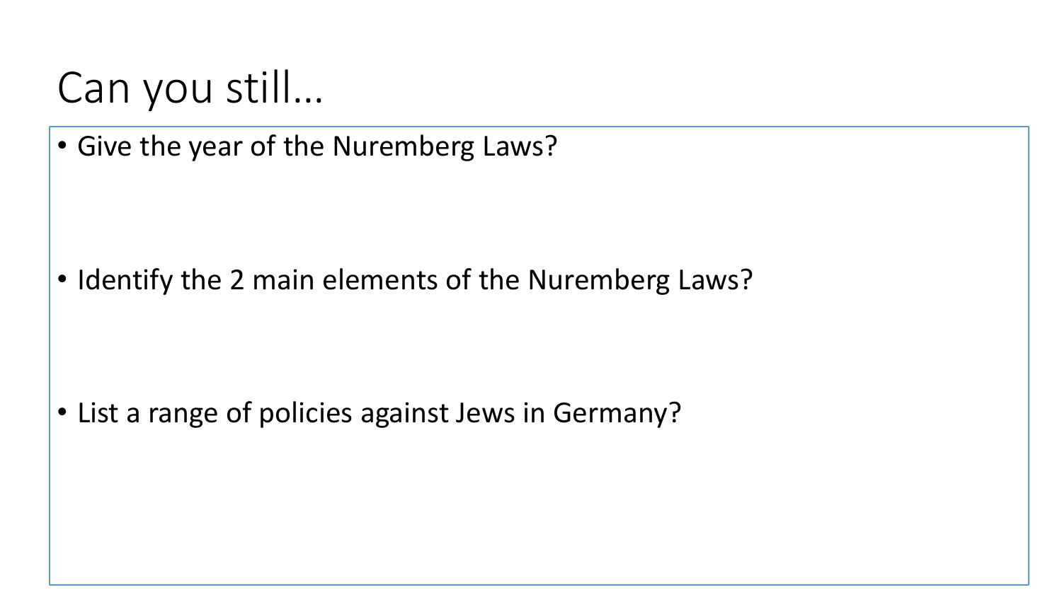# Can you still…

- Give the year of the Nuremberg Laws?
- Identify the 2 main elements of the Nuremberg Laws?
- List a range of policies against Jews in Germany?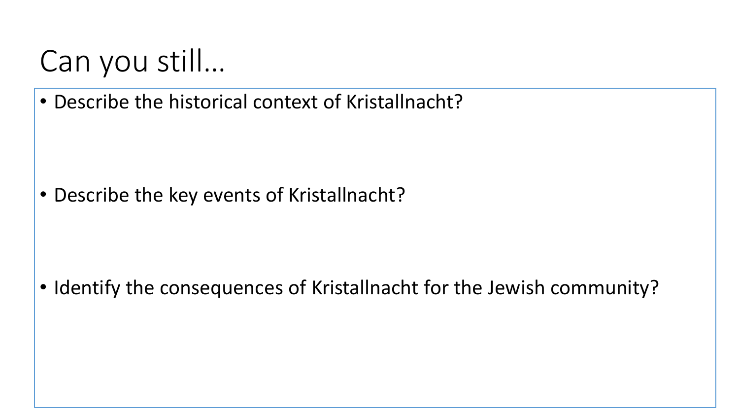# Can you still…

- Describe the historical context of Kristallnacht?

- Describe the key events of Kristallnacht?

- Identify the consequences of Kristallnacht for the Jewish community?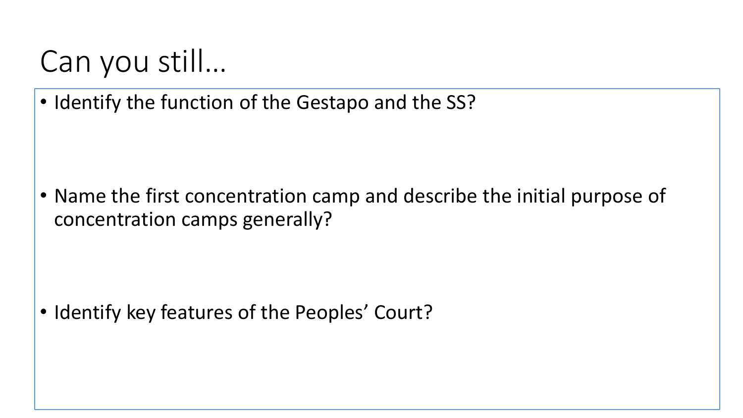# Can you still…

- Identify the function of the Gestapo and the SS?

- Name the first concentration camp and describe the initial purpose of concentration camps generally?

- Identify key features of the Peoples' Court?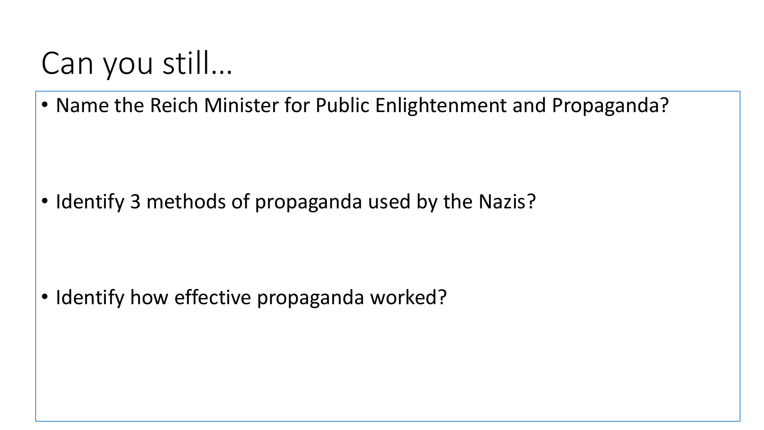# Can you still…

- Name the Reich Minister for Public Enlightenment and Propaganda?
- Identify 3 methods of propaganda used by the Nazis?
- Identify how effective propaganda worked?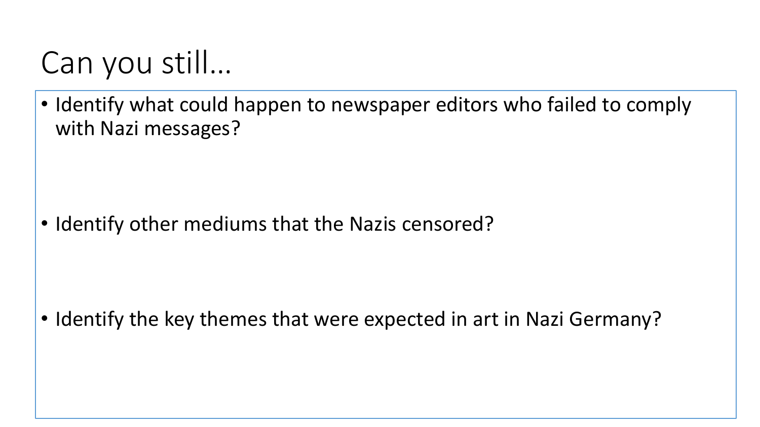# Can you still…

- Identify what could happen to newspaper editors who failed to comply with Nazi messages?
- Identify other mediums that the Nazis censored?
- Identify the key themes that were expected in art in Nazi Germany?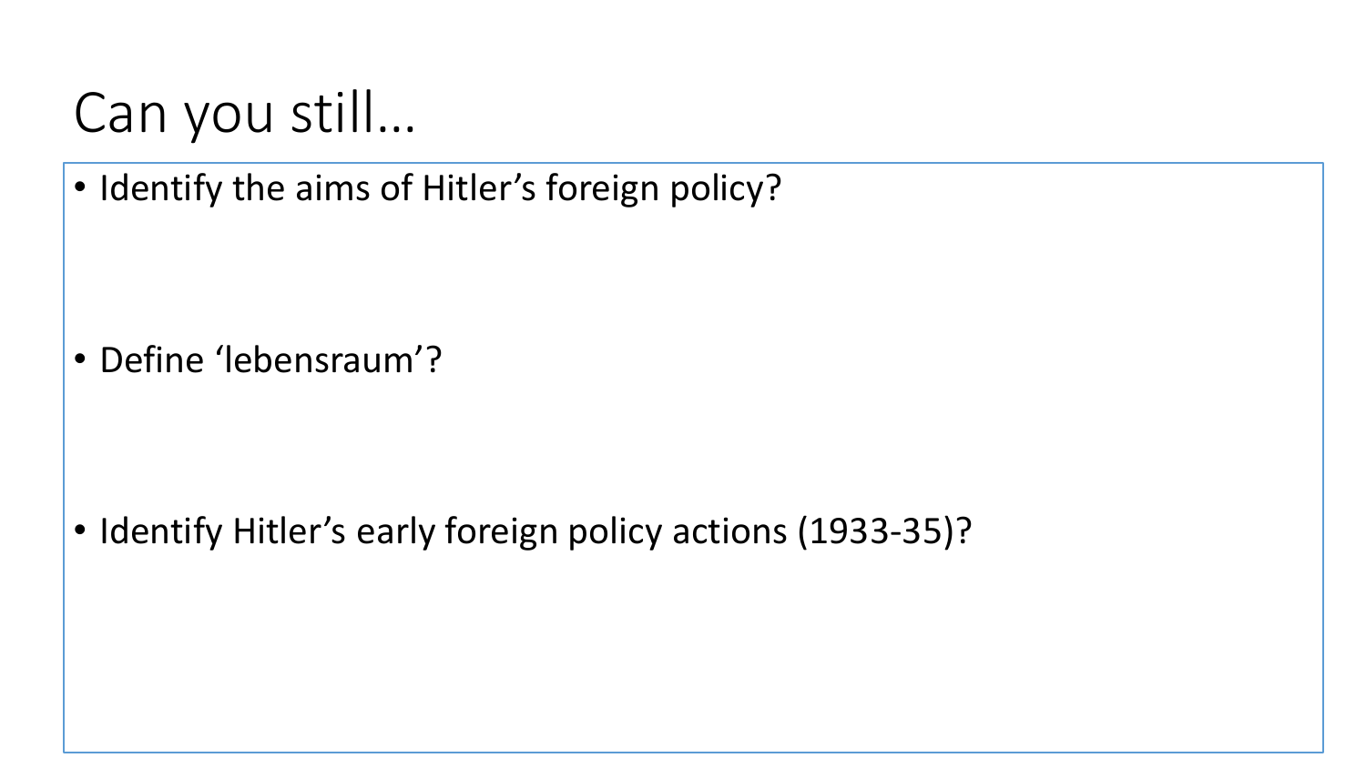# Can you still…

- Identify the aims of Hitler's foreign policy?
- Define 'lebensraum'?
- Identify Hitler's early foreign policy actions (1933-35)?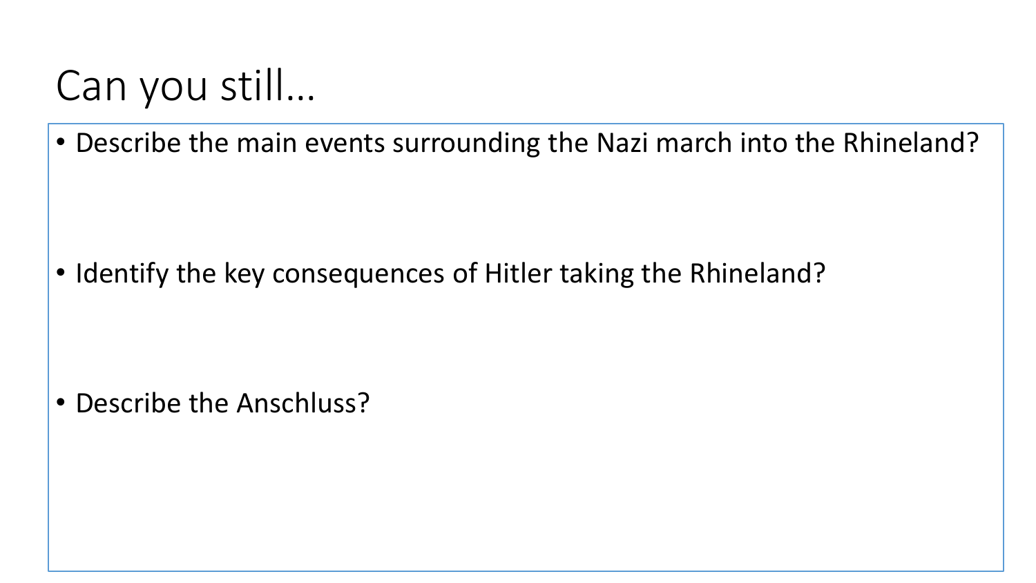# Can you still…

- Describe the main events surrounding the Nazi march into the Rhineland?
- Identify the key consequences of Hitler taking the Rhineland?
- Describe the Anschluss?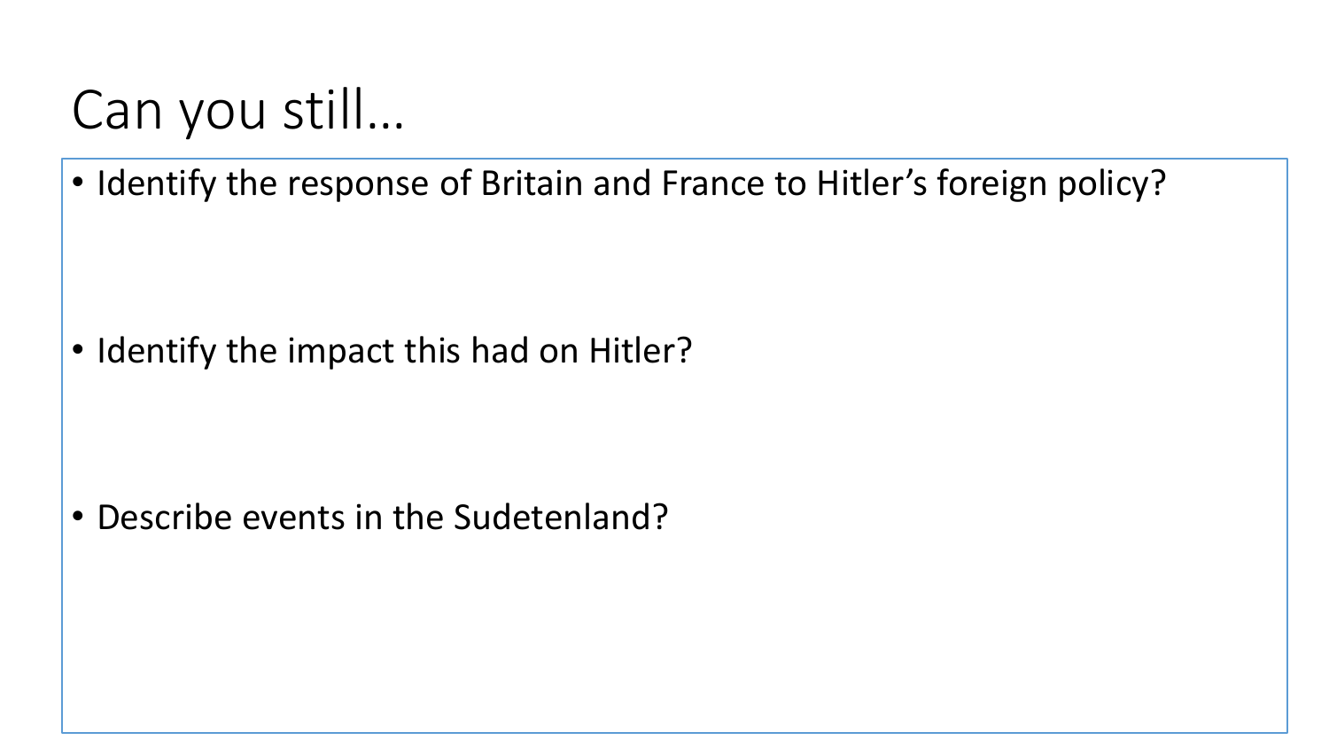# Can you still…

- Identify the response of Britain and France to Hitler's foreign policy?
- Identify the impact this had on Hitler?
- Describe events in the Sudetenland?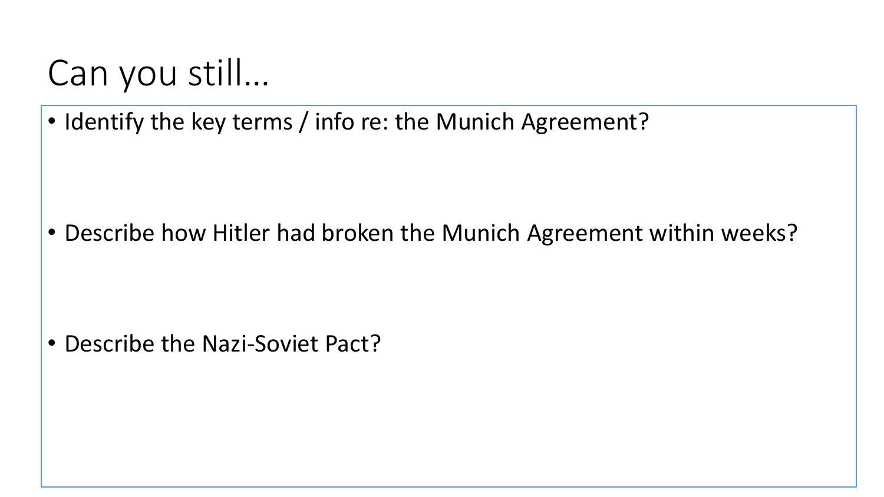# Can you still…

- Identify the key terms / info re: the Munich Agreement?
- Describe how Hitler had broken the Munich Agreement within weeks?
- Describe the Nazi-Soviet Pact?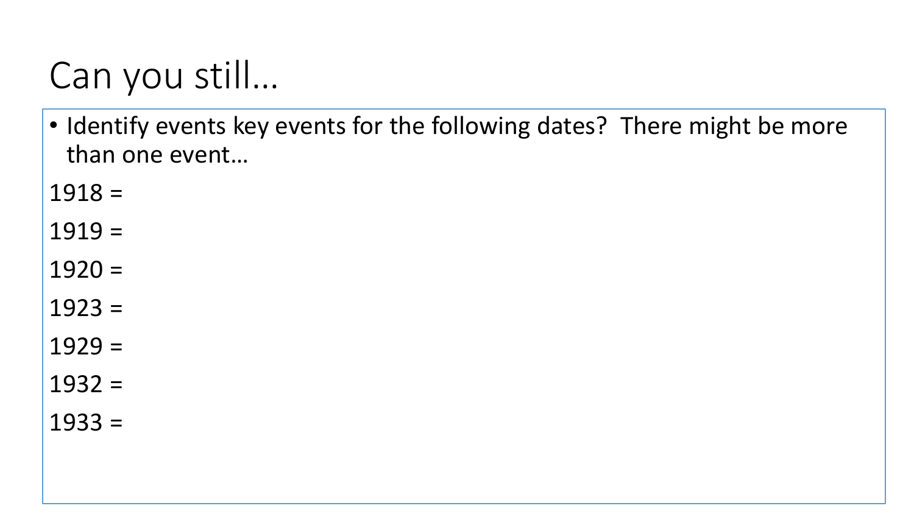# Can you still…

- Identify events key events for the following dates? There might be more than one event…

1918 =

1919 =

1920 =

1923 =

1929 =

1932 =

1933 =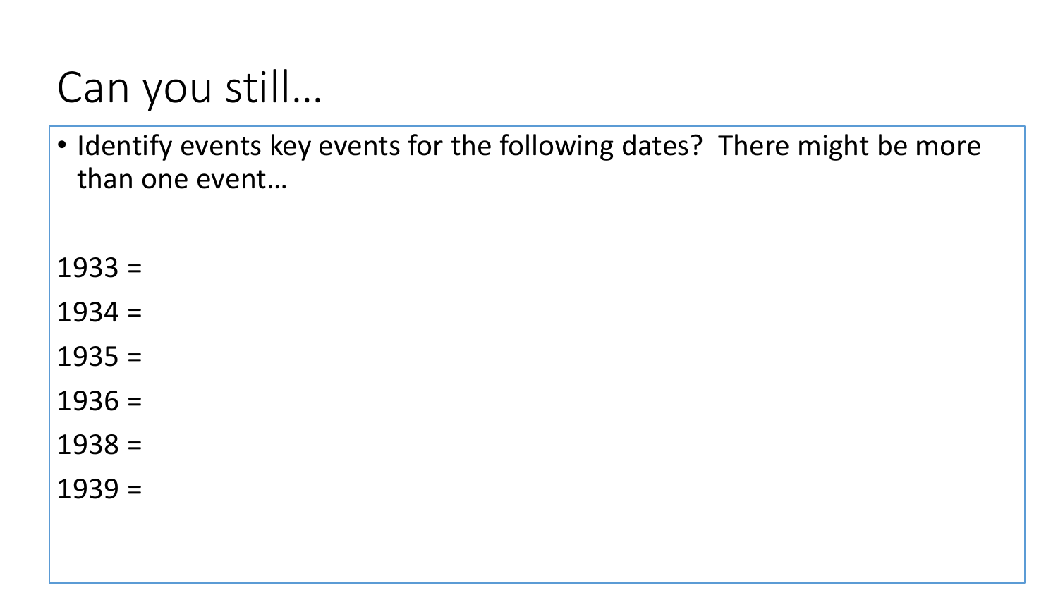# Can you still…

- Identify events key events for the following dates? There might be more than one event…

1933 =

1934 =

1935 =

1936 =

1938 =

1939 =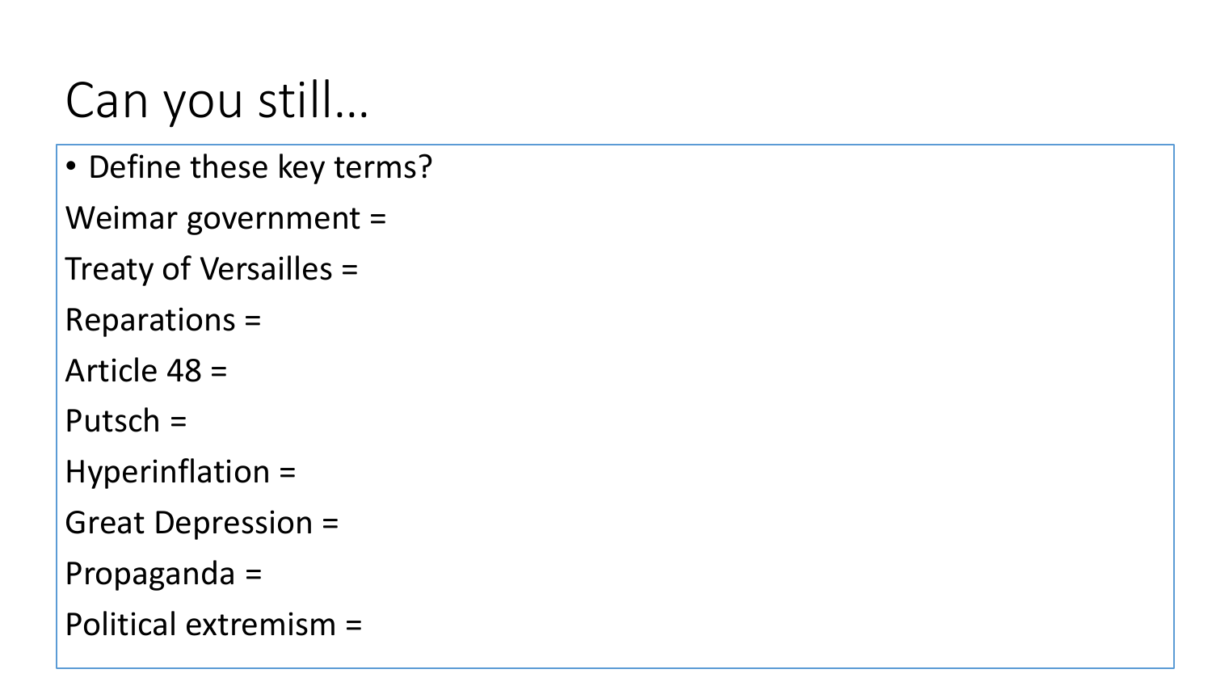# Can you still…

- Define these key terms?

Weimar government =

Treaty of Versailles =

Reparations =

Article 48 =

Putsch =

Hyperinflation =

Great Depression =

Propaganda =

Political extremism =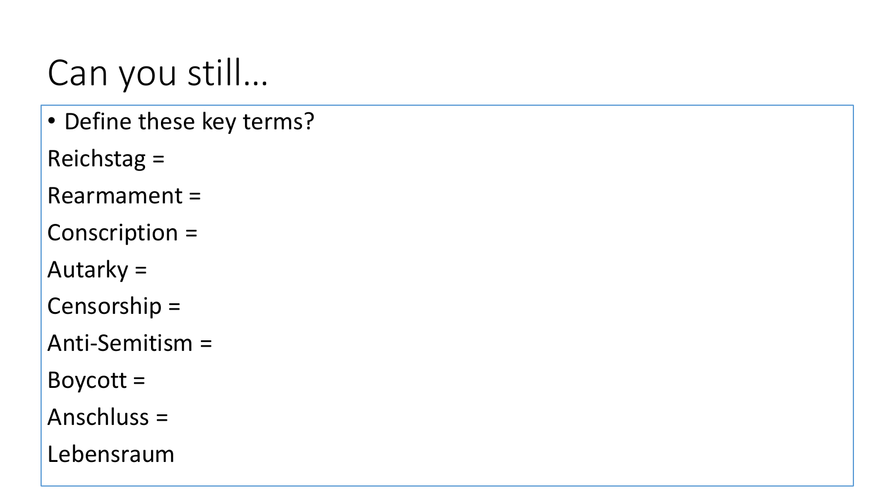# Can you still…

- Define these key terms?

Reichstag =

Rearmament =

Conscription =

Autarky =

Censorship =

Anti-Semitism =

Boycott =

Anschluss =

Lebensraum